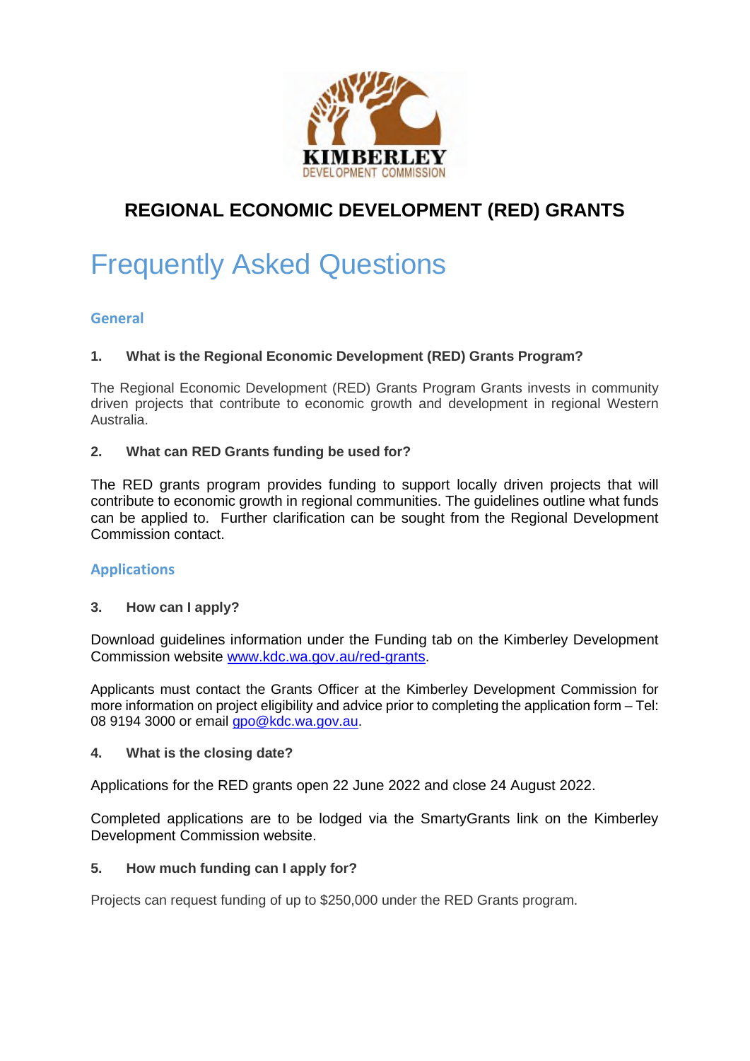KIMBERLEY
DEVELOPMENT COMMISSION

# REGIONAL ECONOMIC DEVELOPMENT (RED) GRANTS

## Frequently Asked Questions

### General

**1. What is the Regional Economic Development (RED) Grants Program?**

The Regional Economic Development (RED) Grants Program Grants invests in community driven projects that contribute to economic growth and development in regional Western Australia.

**2. What can RED Grants funding be used for?**

The RED grants program provides funding to support locally driven projects that will contribute to economic growth in regional communities. The guidelines outline what funds can be applied to. Further clarification can be sought from the Regional Development Commission contact.

### Applications

**3. How can I apply?**

Download guidelines information under the Funding tab on the Kimberley Development Commission website [www.kdc.wa.gov.au/red-grants](http://www.kdc.wa.gov.au/red-grants).

Applicants must contact the Grants Officer at the Kimberley Development Commission for more information on project eligibility and advice prior to completing the application form – Tel: 08 9194 3000 or email [gpo@kdc.wa.gov.au](mailto:gpo@kdc.wa.gov.au).

**4. What is the closing date?**

Applications for the RED grants open 22 June 2022 and close 24 August 2022.

Completed applications are to be lodged via the SmartyGrants link on the Kimberley Development Commission website.

**5. How much funding can I apply for?**

Projects can request funding of up to $250,000 under the RED Grants program.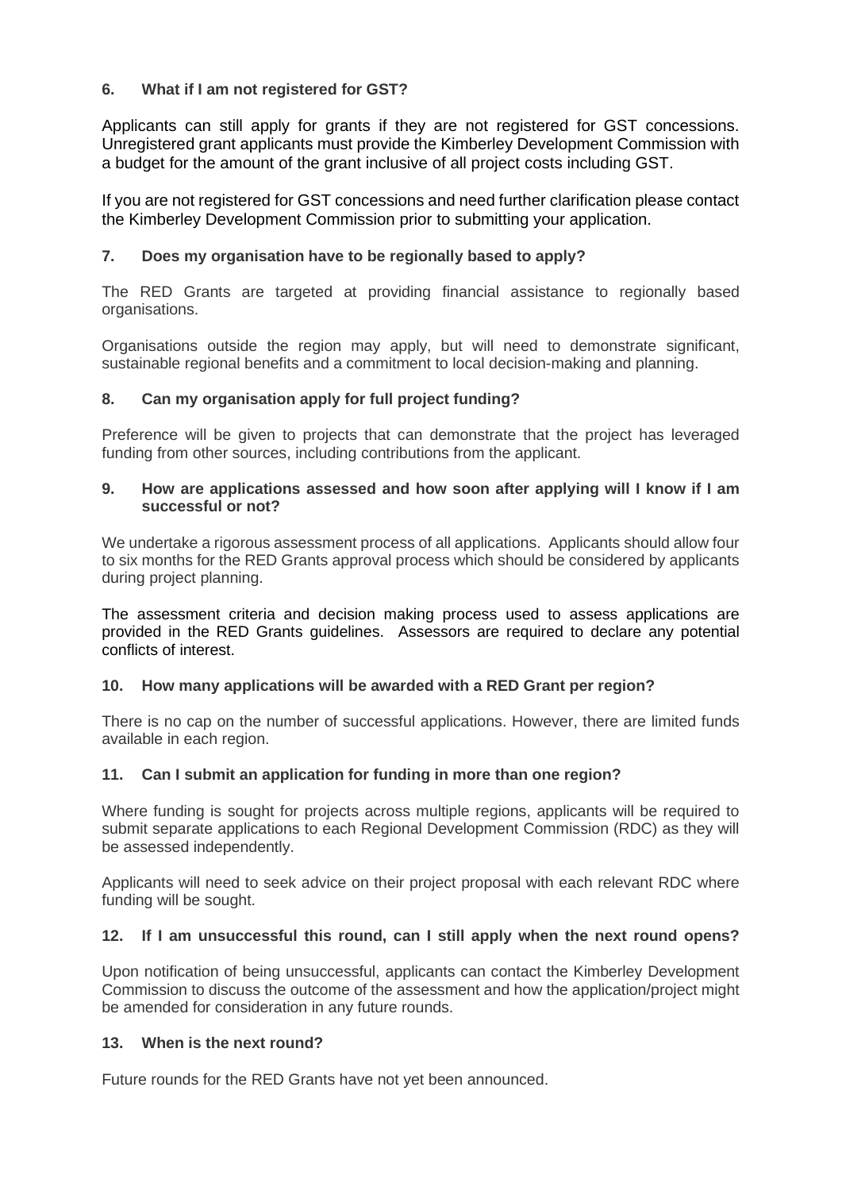### 6. What if I am not registered for GST?

Applicants can still apply for grants if they are not registered for GST concessions. Unregistered grant applicants must provide the Kimberley Development Commission with a budget for the amount of the grant inclusive of all project costs including GST.

If you are not registered for GST concessions and need further clarification please contact the Kimberley Development Commission prior to submitting your application.

### 7. Does my organisation have to be regionally based to apply?

The RED Grants are targeted at providing financial assistance to regionally based organisations.

Organisations outside the region may apply, but will need to demonstrate significant, sustainable regional benefits and a commitment to local decision-making and planning.

### 8. Can my organisation apply for full project funding?

Preference will be given to projects that can demonstrate that the project has leveraged funding from other sources, including contributions from the applicant.

### 9. How are applications assessed and how soon after applying will I know if I am successful or not?

We undertake a rigorous assessment process of all applications. Applicants should allow four to six months for the RED Grants approval process which should be considered by applicants during project planning.

The assessment criteria and decision making process used to assess applications are provided in the RED Grants guidelines. Assessors are required to declare any potential conflicts of interest.

### 10. How many applications will be awarded with a RED Grant per region?

There is no cap on the number of successful applications. However, there are limited funds available in each region.

### 11. Can I submit an application for funding in more than one region?

Where funding is sought for projects across multiple regions, applicants will be required to submit separate applications to each Regional Development Commission (RDC) as they will be assessed independently.

Applicants will need to seek advice on their project proposal with each relevant RDC where funding will be sought.

### 12. If I am unsuccessful this round, can I still apply when the next round opens?

Upon notification of being unsuccessful, applicants can contact the Kimberley Development Commission to discuss the outcome of the assessment and how the application/project might be amended for consideration in any future rounds.

### 13. When is the next round?

Future rounds for the RED Grants have not yet been announced.